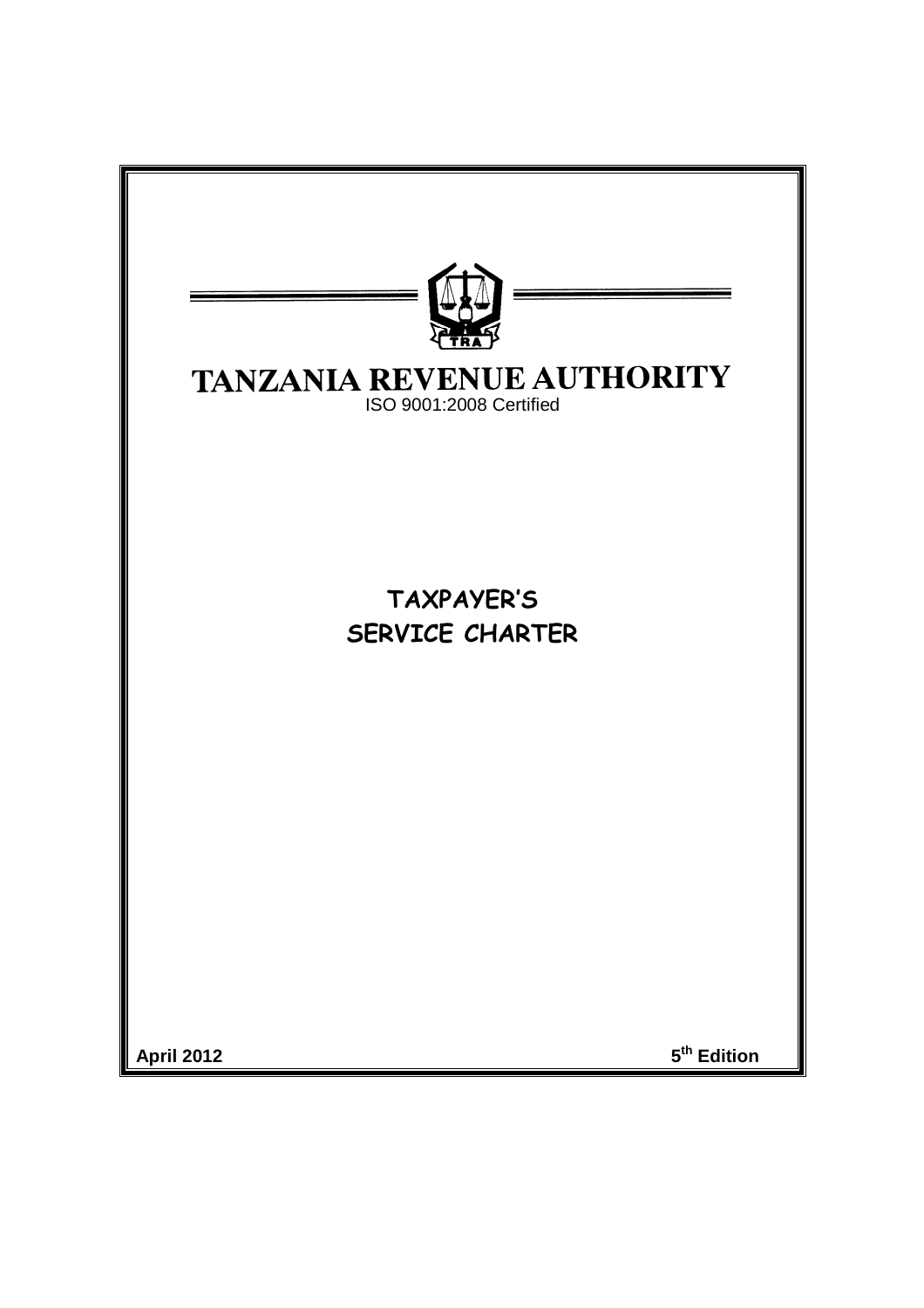# TANZANIA REVENUE AUTHORITY

ISO 9001:2008 Certified

## TAXPAYER'S SERVICE CHARTER

**April 2012**

**5th Edition**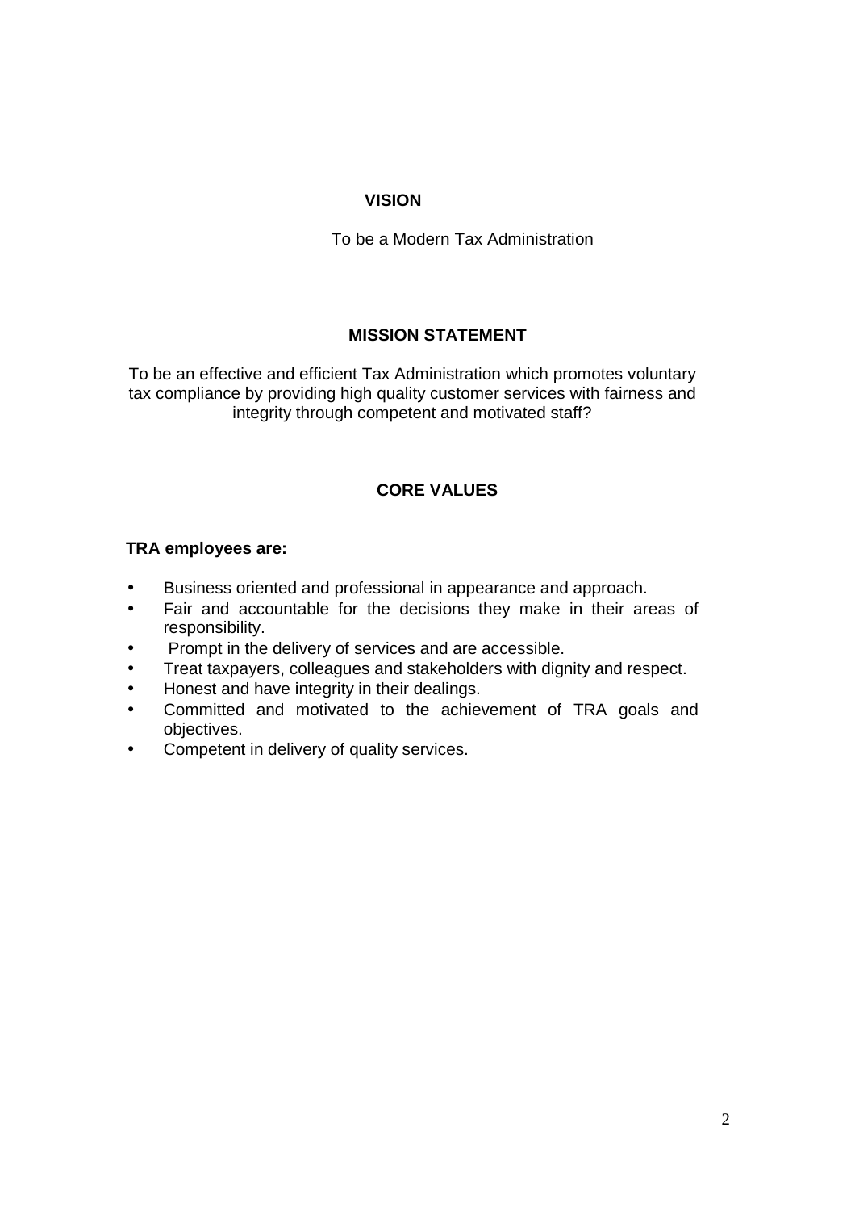## VISION

To be a Modern Tax Administration

## MISSION STATEMENT

To be an effective and efficient Tax Administration which promotes voluntary tax compliance by providing high quality customer services with fairness and integrity through competent and motivated staff?

## CORE VALUES

**TRA employees are:**

- Business oriented and professional in appearance and approach.
- Fair and accountable for the decisions they make in their areas of responsibility.
- Prompt in the delivery of services and are accessible.
- Treat taxpayers, colleagues and stakeholders with dignity and respect.
- Honest and have integrity in their dealings.
- Committed and motivated to the achievement of TRA goals and objectives.
- Competent in delivery of quality services.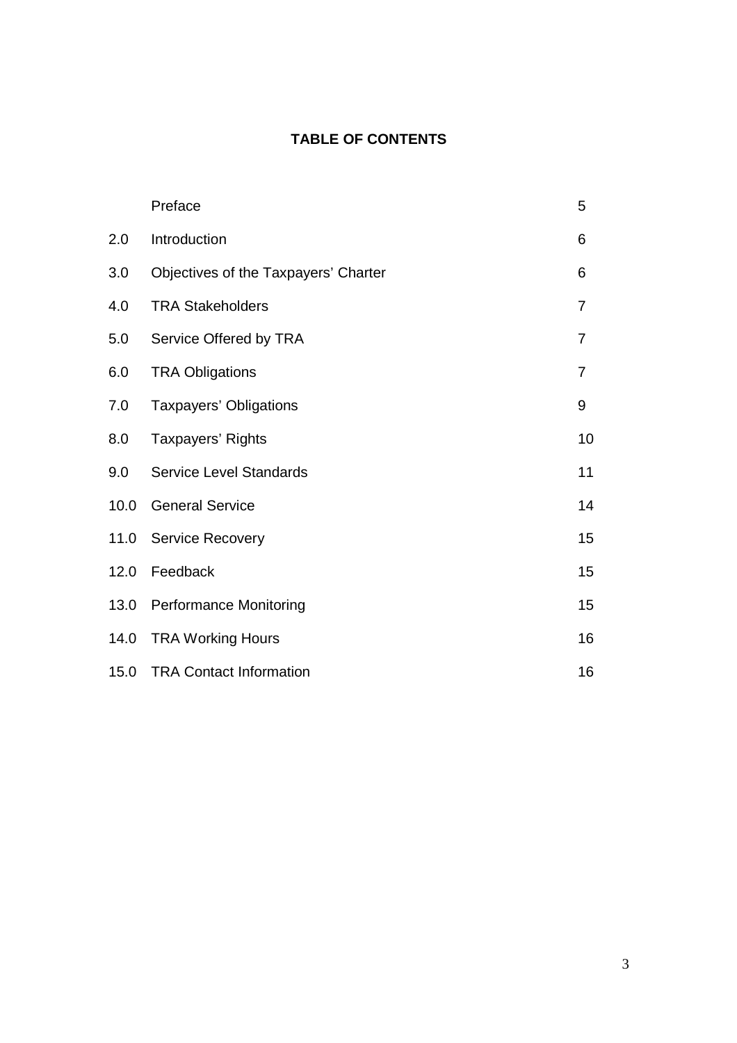**TABLE OF CONTENTS**

| | | |
|---|---|---|
| | Preface | 5 |
| 2.0 | Introduction | 6 |
| 3.0 | Objectives of the Taxpayers' Charter | 6 |
| 4.0 | TRA Stakeholders | 7 |
| 5.0 | Service Offered by TRA | 7 |
| 6.0 | TRA Obligations | 7 |
| 7.0 | Taxpayers' Obligations | 9 |
| 8.0 | Taxpayers' Rights | 10 |
| 9.0 | Service Level Standards | 11 |
| 10.0 | General Service | 14 |
| 11.0 | Service Recovery | 15 |
| 12.0 | Feedback | 15 |
| 13.0 | Performance Monitoring | 15 |
| 14.0 | TRA Working Hours | 16 |
| 15.0 | TRA Contact Information | 16 |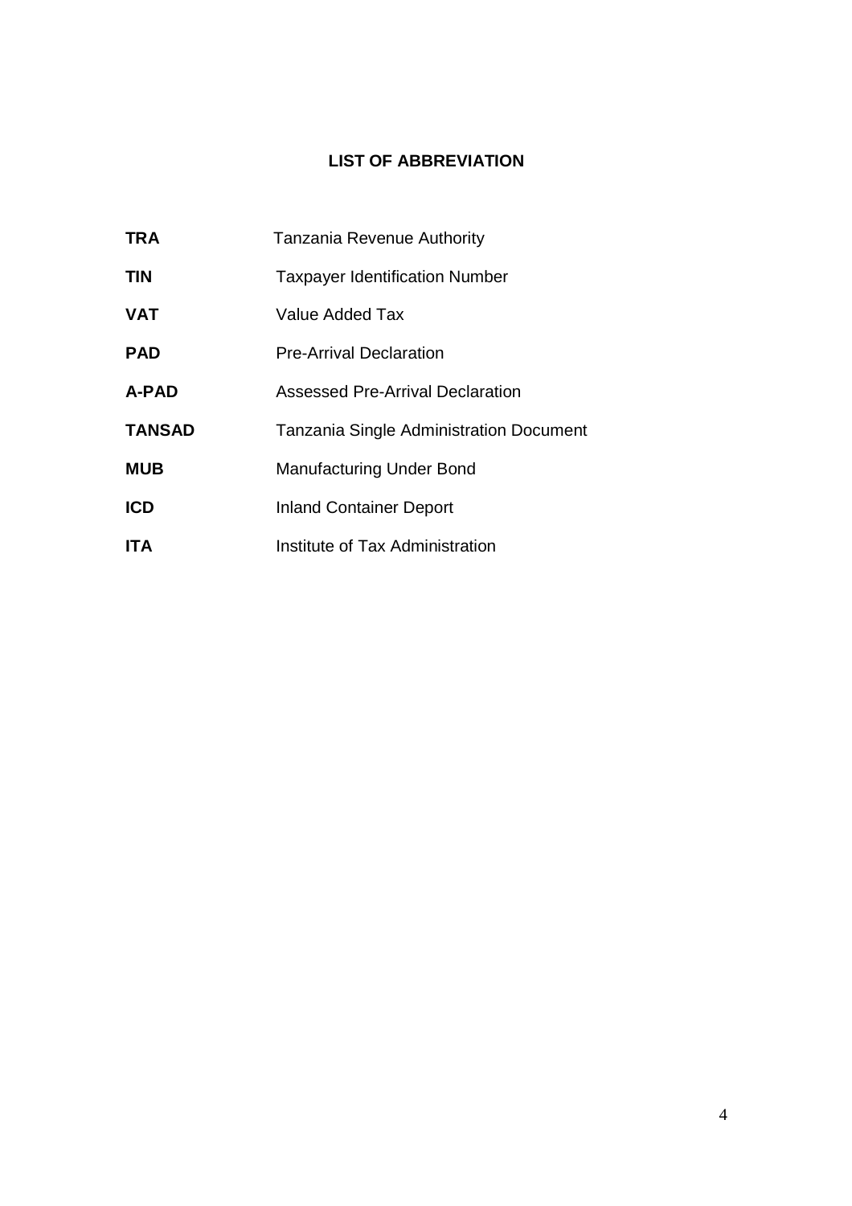## LIST OF ABBREVIATION

| | |
|---|---|
| **TRA** | Tanzania Revenue Authority |
| **TIN** | Taxpayer Identification Number |
| **VAT** | Value Added Tax |
| **PAD** | Pre-Arrival Declaration |
| **A-PAD** | Assessed Pre-Arrival Declaration |
| **TANSAD** | Tanzania Single Administration Document |
| **MUB** | Manufacturing Under Bond |
| **ICD** | Inland Container Deport |
| **ITA** | Institute of Tax Administration |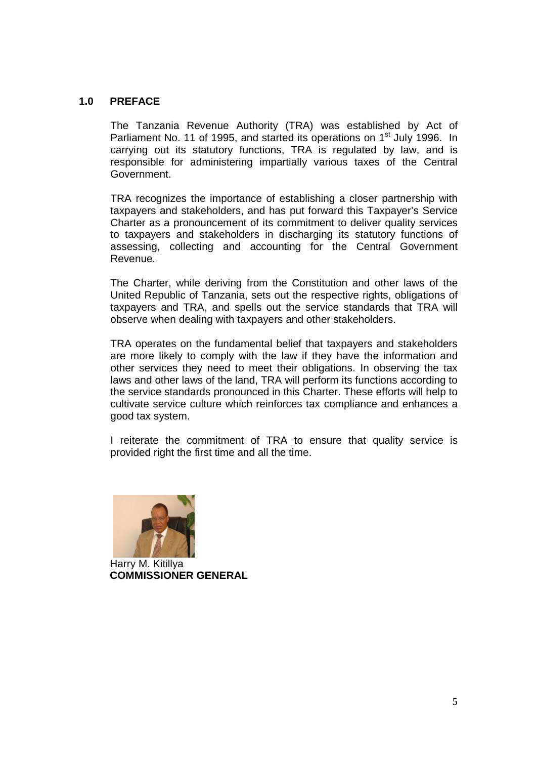## 1.0 PREFACE

The Tanzania Revenue Authority (TRA) was established by Act of Parliament No. 11 of 1995, and started its operations on 1st July 1996. In carrying out its statutory functions, TRA is regulated by law, and is responsible for administering impartially various taxes of the Central Government.

TRA recognizes the importance of establishing a closer partnership with taxpayers and stakeholders, and has put forward this Taxpayer's Service Charter as a pronouncement of its commitment to deliver quality services to taxpayers and stakeholders in discharging its statutory functions of assessing, collecting and accounting for the Central Government Revenue.

The Charter, while deriving from the Constitution and other laws of the United Republic of Tanzania, sets out the respective rights, obligations of taxpayers and TRA, and spells out the service standards that TRA will observe when dealing with taxpayers and other stakeholders.

TRA operates on the fundamental belief that taxpayers and stakeholders are more likely to comply with the law if they have the information and other services they need to meet their obligations. In observing the tax laws and other laws of the land, TRA will perform its functions according to the service standards pronounced in this Charter. These efforts will help to cultivate service culture which reinforces tax compliance and enhances a good tax system.

I reiterate the commitment of TRA to ensure that quality service is provided right the first time and all the time.

Harry M. Kitillya
**COMMISSIONER GENERAL**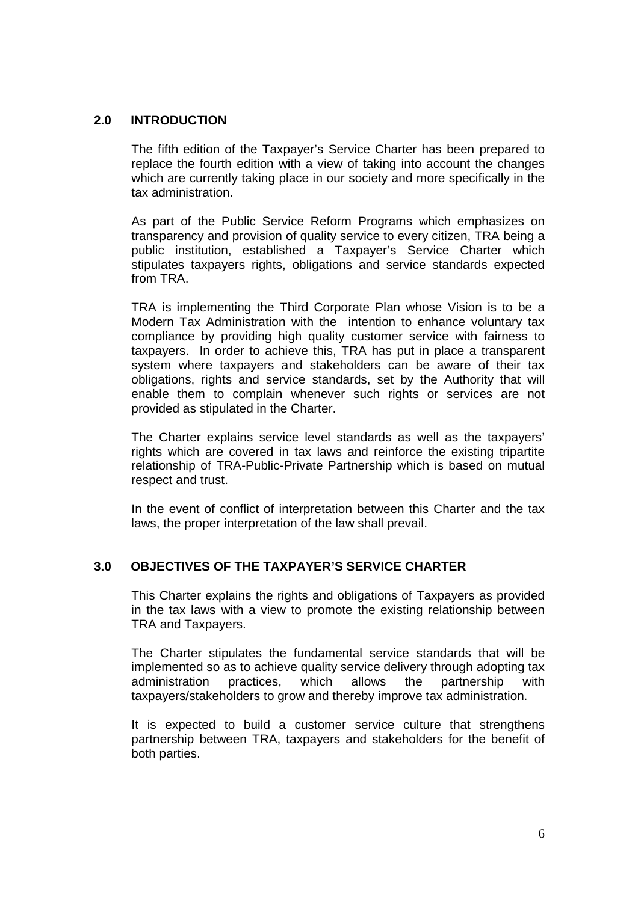## 2.0 INTRODUCTION

The fifth edition of the Taxpayer's Service Charter has been prepared to replace the fourth edition with a view of taking into account the changes which are currently taking place in our society and more specifically in the tax administration.

As part of the Public Service Reform Programs which emphasizes on transparency and provision of quality service to every citizen, TRA being a public institution, established a Taxpayer's Service Charter which stipulates taxpayers rights, obligations and service standards expected from TRA.

TRA is implementing the Third Corporate Plan whose Vision is to be a Modern Tax Administration with the intention to enhance voluntary tax compliance by providing high quality customer service with fairness to taxpayers. In order to achieve this, TRA has put in place a transparent system where taxpayers and stakeholders can be aware of their tax obligations, rights and service standards, set by the Authority that will enable them to complain whenever such rights or services are not provided as stipulated in the Charter.

The Charter explains service level standards as well as the taxpayers' rights which are covered in tax laws and reinforce the existing tripartite relationship of TRA-Public-Private Partnership which is based on mutual respect and trust.

In the event of conflict of interpretation between this Charter and the tax laws, the proper interpretation of the law shall prevail.

## 3.0 OBJECTIVES OF THE TAXPAYER'S SERVICE CHARTER

This Charter explains the rights and obligations of Taxpayers as provided in the tax laws with a view to promote the existing relationship between TRA and Taxpayers.

The Charter stipulates the fundamental service standards that will be implemented so as to achieve quality service delivery through adopting tax administration practices, which allows the partnership with taxpayers/stakeholders to grow and thereby improve tax administration.

It is expected to build a customer service culture that strengthens partnership between TRA, taxpayers and stakeholders for the benefit of both parties.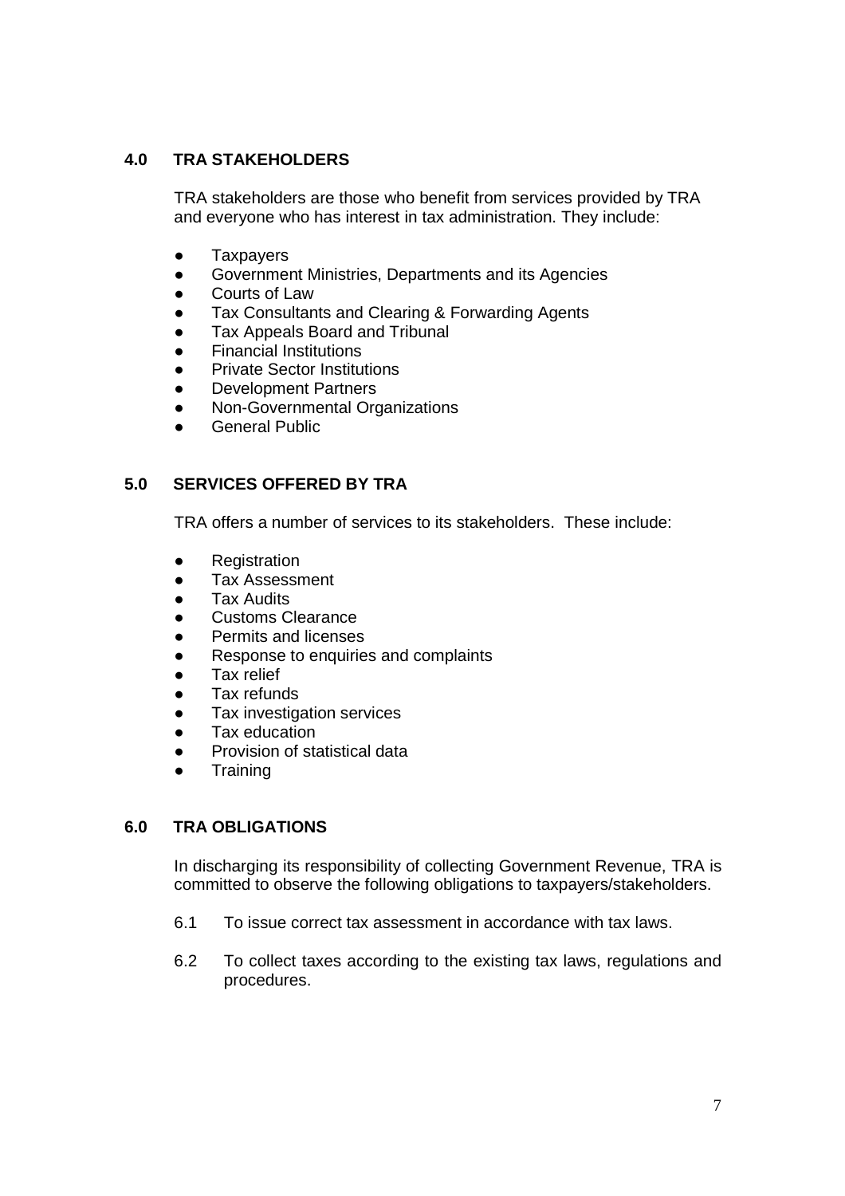## 4.0 TRA STAKEHOLDERS

TRA stakeholders are those who benefit from services provided by TRA and everyone who has interest in tax administration. They include:

- Taxpayers
- Government Ministries, Departments and its Agencies
- Courts of Law
- Tax Consultants and Clearing & Forwarding Agents
- Tax Appeals Board and Tribunal
- Financial Institutions
- Private Sector Institutions
- Development Partners
- Non-Governmental Organizations
- General Public

## 5.0 SERVICES OFFERED BY TRA

TRA offers a number of services to its stakeholders. These include:

- Registration
- Tax Assessment
- Tax Audits
- Customs Clearance
- Permits and licenses
- Response to enquiries and complaints
- Tax relief
- Tax refunds
- Tax investigation services
- Tax education
- Provision of statistical data
- Training

## 6.0 TRA OBLIGATIONS

In discharging its responsibility of collecting Government Revenue, TRA is committed to observe the following obligations to taxpayers/stakeholders.

6.1 To issue correct tax assessment in accordance with tax laws.

6.2 To collect taxes according to the existing tax laws, regulations and procedures.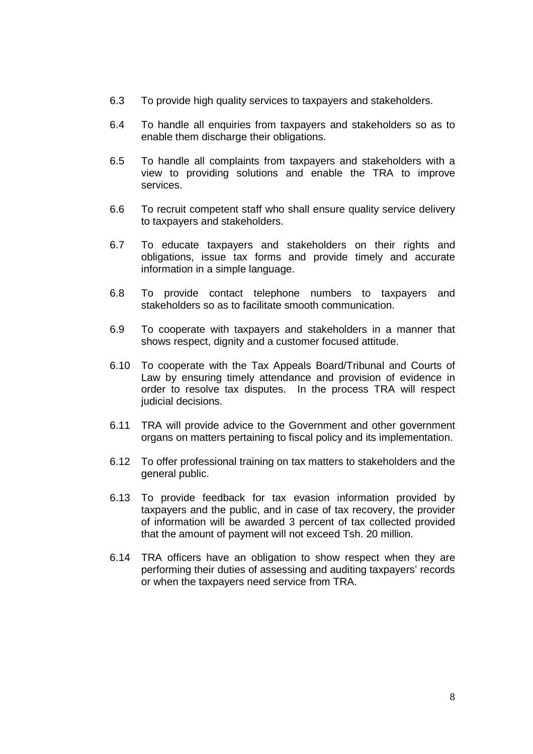6.3 To provide high quality services to taxpayers and stakeholders.

6.4 To handle all enquiries from taxpayers and stakeholders so as to enable them discharge their obligations.

6.5 To handle all complaints from taxpayers and stakeholders with a view to providing solutions and enable the TRA to improve services.

6.6 To recruit competent staff who shall ensure quality service delivery to taxpayers and stakeholders.

6.7 To educate taxpayers and stakeholders on their rights and obligations, issue tax forms and provide timely and accurate information in a simple language.

6.8 To provide contact telephone numbers to taxpayers and stakeholders so as to facilitate smooth communication.

6.9 To cooperate with taxpayers and stakeholders in a manner that shows respect, dignity and a customer focused attitude.

6.10 To cooperate with the Tax Appeals Board/Tribunal and Courts of Law by ensuring timely attendance and provision of evidence in order to resolve tax disputes. In the process TRA will respect judicial decisions.

6.11 TRA will provide advice to the Government and other government organs on matters pertaining to fiscal policy and its implementation.

6.12 To offer professional training on tax matters to stakeholders and the general public.

6.13 To provide feedback for tax evasion information provided by taxpayers and the public, and in case of tax recovery, the provider of information will be awarded 3 percent of tax collected provided that the amount of payment will not exceed Tsh. 20 million.

6.14 TRA officers have an obligation to show respect when they are performing their duties of assessing and auditing taxpayers' records or when the taxpayers need service from TRA.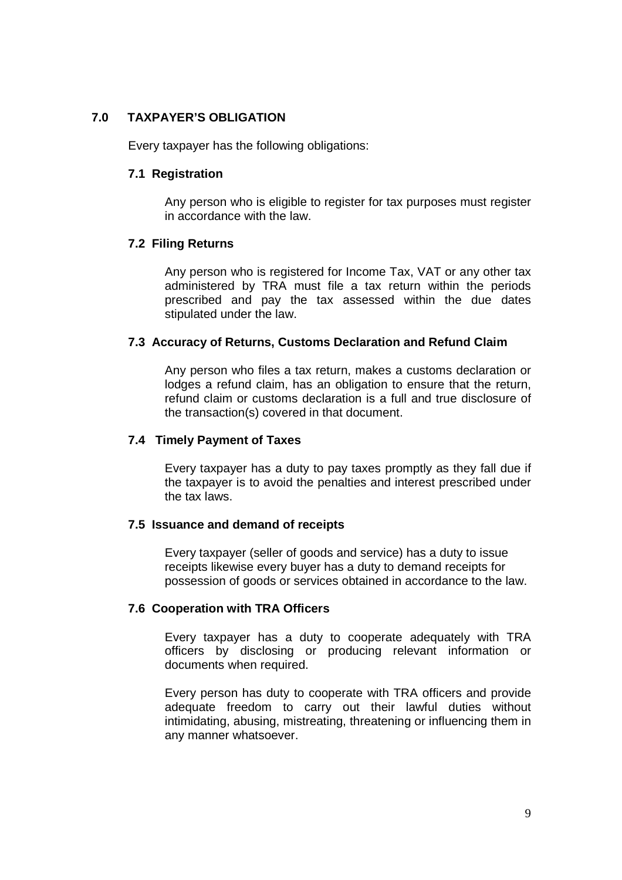## 7.0 TAXPAYER'S OBLIGATION

Every taxpayer has the following obligations:

### 7.1 Registration

Any person who is eligible to register for tax purposes must register in accordance with the law.

### 7.2 Filing Returns

Any person who is registered for Income Tax, VAT or any other tax administered by TRA must file a tax return within the periods prescribed and pay the tax assessed within the due dates stipulated under the law.

### 7.3 Accuracy of Returns, Customs Declaration and Refund Claim

Any person who files a tax return, makes a customs declaration or lodges a refund claim, has an obligation to ensure that the return, refund claim or customs declaration is a full and true disclosure of the transaction(s) covered in that document.

### 7.4 Timely Payment of Taxes

Every taxpayer has a duty to pay taxes promptly as they fall due if the taxpayer is to avoid the penalties and interest prescribed under the tax laws.

### 7.5 Issuance and demand of receipts

Every taxpayer (seller of goods and service) has a duty to issue receipts likewise every buyer has a duty to demand receipts for possession of goods or services obtained in accordance to the law.

### 7.6 Cooperation with TRA Officers

Every taxpayer has a duty to cooperate adequately with TRA officers by disclosing or producing relevant information or documents when required.

Every person has duty to cooperate with TRA officers and provide adequate freedom to carry out their lawful duties without intimidating, abusing, mistreating, threatening or influencing them in any manner whatsoever.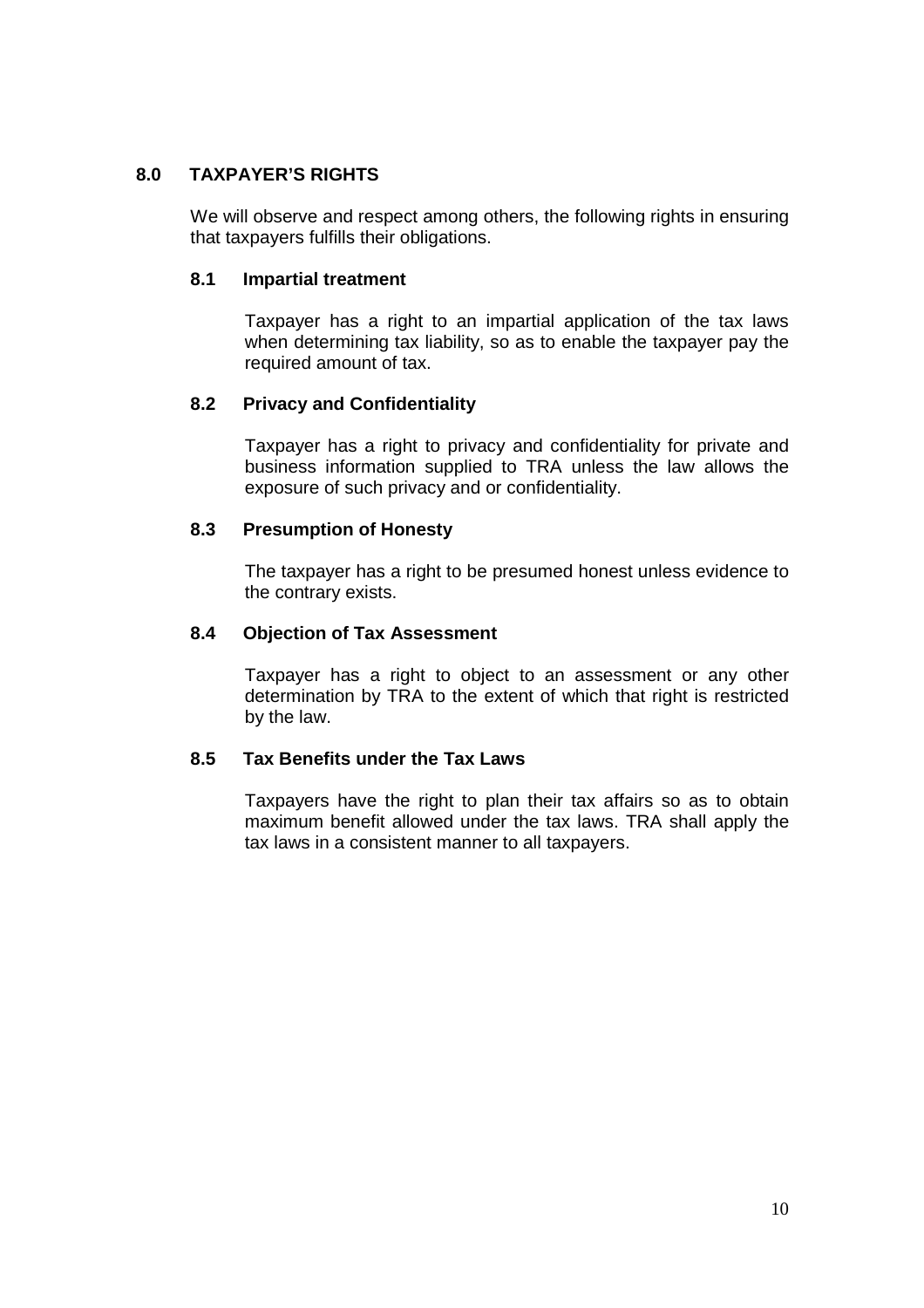## 8.0 TAXPAYER'S RIGHTS

We will observe and respect among others, the following rights in ensuring that taxpayers fulfills their obligations.

### 8.1 Impartial treatment

Taxpayer has a right to an impartial application of the tax laws when determining tax liability, so as to enable the taxpayer pay the required amount of tax.

### 8.2 Privacy and Confidentiality

Taxpayer has a right to privacy and confidentiality for private and business information supplied to TRA unless the law allows the exposure of such privacy and or confidentiality.

### 8.3 Presumption of Honesty

The taxpayer has a right to be presumed honest unless evidence to the contrary exists.

### 8.4 Objection of Tax Assessment

Taxpayer has a right to object to an assessment or any other determination by TRA to the extent of which that right is restricted by the law.

### 8.5 Tax Benefits under the Tax Laws

Taxpayers have the right to plan their tax affairs so as to obtain maximum benefit allowed under the tax laws. TRA shall apply the tax laws in a consistent manner to all taxpayers.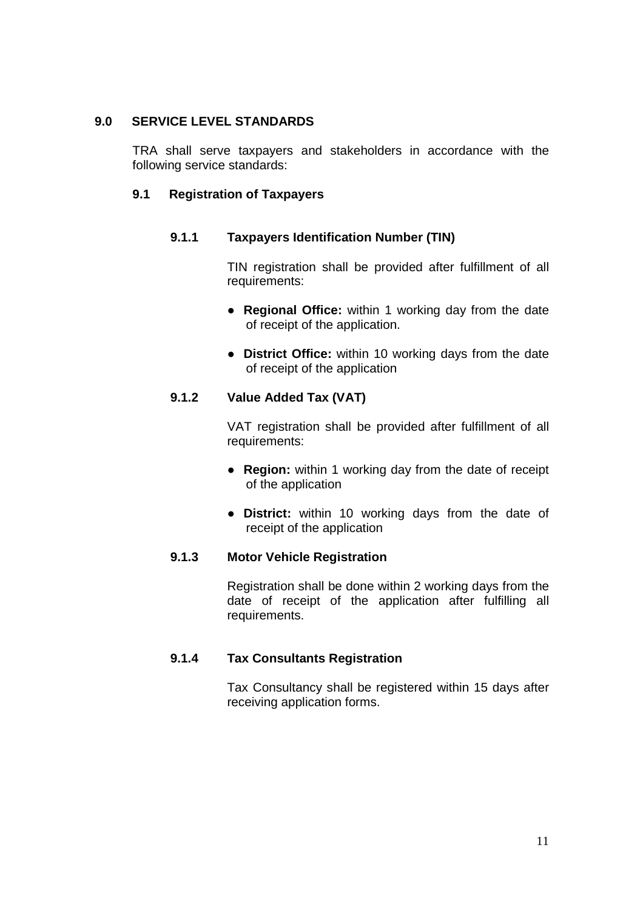## 9.0 SERVICE LEVEL STANDARDS

TRA shall serve taxpayers and stakeholders in accordance with the following service standards:

### 9.1 Registration of Taxpayers

#### 9.1.1 Taxpayers Identification Number (TIN)

TIN registration shall be provided after fulfillment of all requirements:

- **Regional Office:** within 1 working day from the date of receipt of the application.
- **District Office:** within 10 working days from the date of receipt of the application

#### 9.1.2 Value Added Tax (VAT)

VAT registration shall be provided after fulfillment of all requirements:

- **Region:** within 1 working day from the date of receipt of the application
- **District:** within 10 working days from the date of receipt of the application

#### 9.1.3 Motor Vehicle Registration

Registration shall be done within 2 working days from the date of receipt of the application after fulfilling all requirements.

#### 9.1.4 Tax Consultants Registration

Tax Consultancy shall be registered within 15 days after receiving application forms.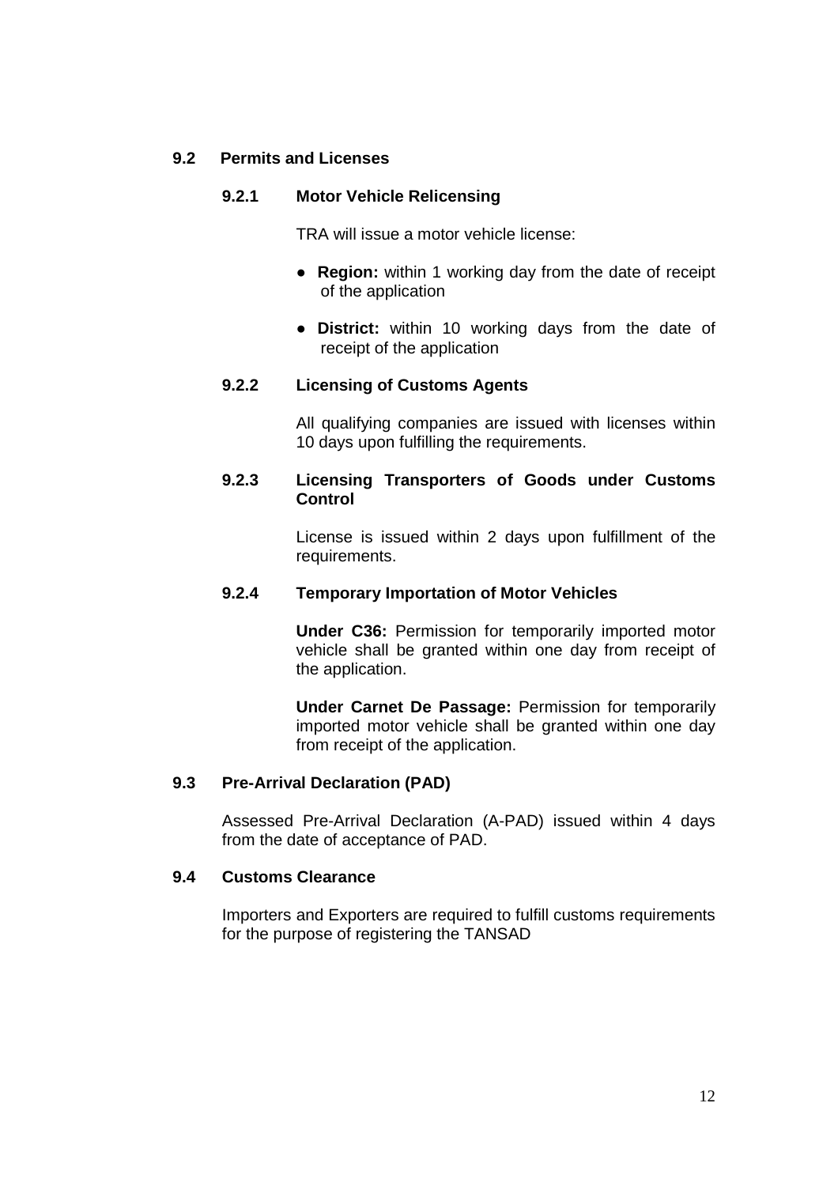## 9.2 Permits and Licenses

### 9.2.1 Motor Vehicle Relicensing

TRA will issue a motor vehicle license:

- **Region:** within 1 working day from the date of receipt of the application
- **District:** within 10 working days from the date of receipt of the application

### 9.2.2 Licensing of Customs Agents

All qualifying companies are issued with licenses within 10 days upon fulfilling the requirements.

### 9.2.3 Licensing Transporters of Goods under Customs Control

License is issued within 2 days upon fulfillment of the requirements.

### 9.2.4 Temporary Importation of Motor Vehicles

**Under C36:** Permission for temporarily imported motor vehicle shall be granted within one day from receipt of the application.

**Under Carnet De Passage:** Permission for temporarily imported motor vehicle shall be granted within one day from receipt of the application.

## 9.3 Pre-Arrival Declaration (PAD)

Assessed Pre-Arrival Declaration (A-PAD) issued within 4 days from the date of acceptance of PAD.

## 9.4 Customs Clearance

Importers and Exporters are required to fulfill customs requirements for the purpose of registering the TANSAD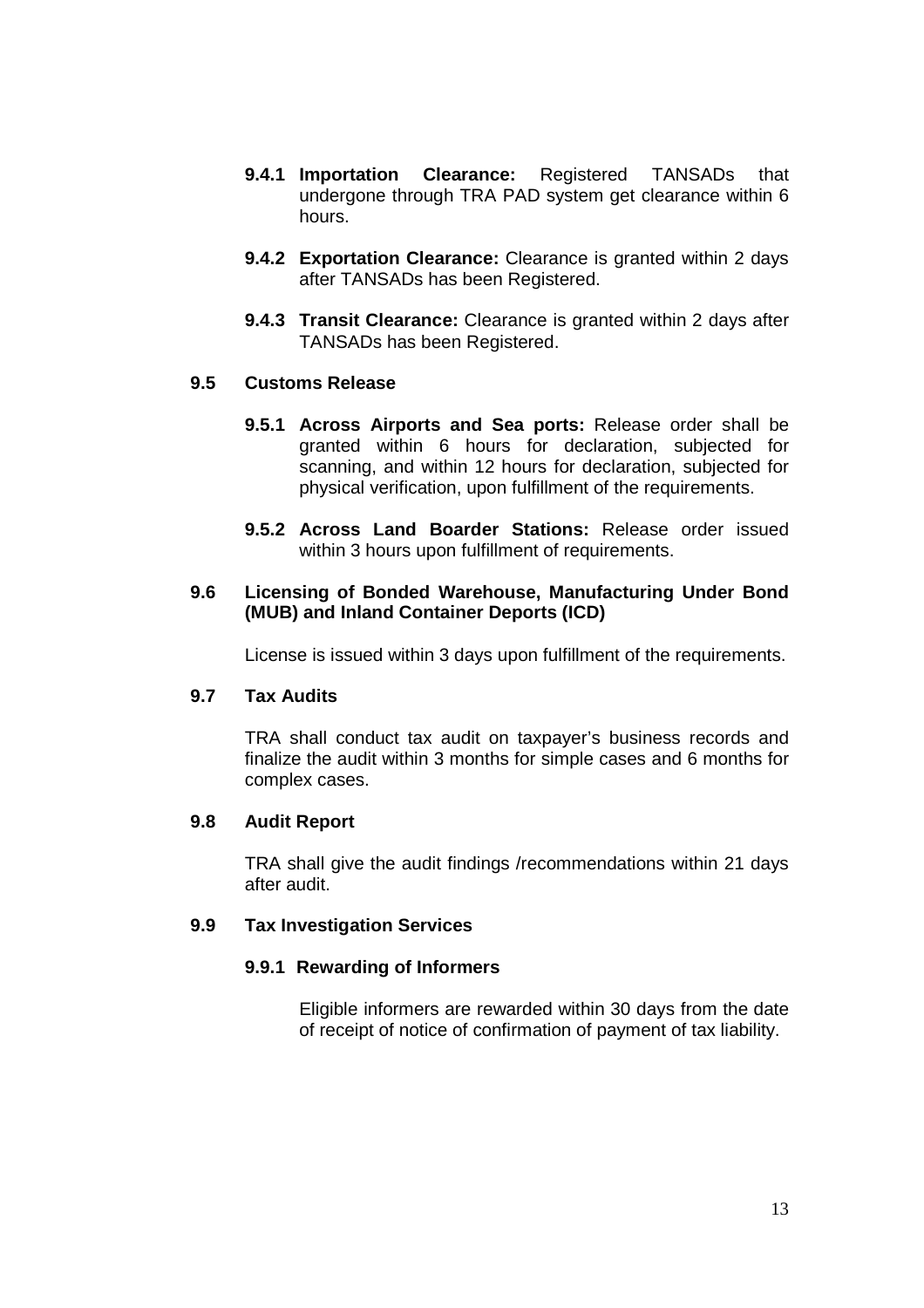**9.4.1 Importation Clearance:** Registered TANSADs that undergone through TRA PAD system get clearance within 6 hours.

**9.4.2 Exportation Clearance:** Clearance is granted within 2 days after TANSADs has been Registered.

**9.4.3 Transit Clearance:** Clearance is granted within 2 days after TANSADs has been Registered.

### 9.5 Customs Release

**9.5.1 Across Airports and Sea ports:** Release order shall be granted within 6 hours for declaration, subjected for scanning, and within 12 hours for declaration, subjected for physical verification, upon fulfillment of the requirements.

**9.5.2 Across Land Boarder Stations:** Release order issued within 3 hours upon fulfillment of requirements.

### 9.6 Licensing of Bonded Warehouse, Manufacturing Under Bond (MUB) and Inland Container Deports (ICD)

License is issued within 3 days upon fulfillment of the requirements.

### 9.7 Tax Audits

TRA shall conduct tax audit on taxpayer's business records and finalize the audit within 3 months for simple cases and 6 months for complex cases.

### 9.8 Audit Report

TRA shall give the audit findings /recommendations within 21 days after audit.

### 9.9 Tax Investigation Services

#### 9.9.1 Rewarding of Informers

Eligible informers are rewarded within 30 days from the date of receipt of notice of confirmation of payment of tax liability.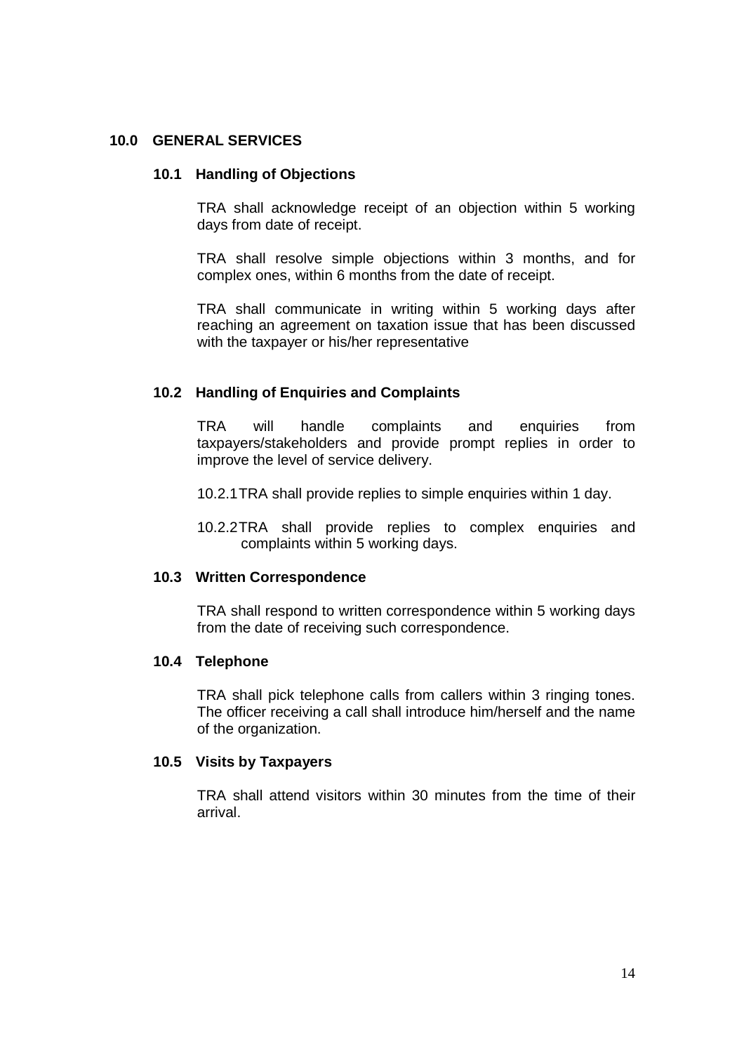## 10.0 GENERAL SERVICES

### 10.1 Handling of Objections

TRA shall acknowledge receipt of an objection within 5 working days from date of receipt.

TRA shall resolve simple objections within 3 months, and for complex ones, within 6 months from the date of receipt.

TRA shall communicate in writing within 5 working days after reaching an agreement on taxation issue that has been discussed with the taxpayer or his/her representative

### 10.2 Handling of Enquiries and Complaints

TRA will handle complaints and enquiries from taxpayers/stakeholders and provide prompt replies in order to improve the level of service delivery.

10.2.1 TRA shall provide replies to simple enquiries within 1 day.

10.2.2 TRA shall provide replies to complex enquiries and complaints within 5 working days.

### 10.3 Written Correspondence

TRA shall respond to written correspondence within 5 working days from the date of receiving such correspondence.

### 10.4 Telephone

TRA shall pick telephone calls from callers within 3 ringing tones. The officer receiving a call shall introduce him/herself and the name of the organization.

### 10.5 Visits by Taxpayers

TRA shall attend visitors within 30 minutes from the time of their arrival.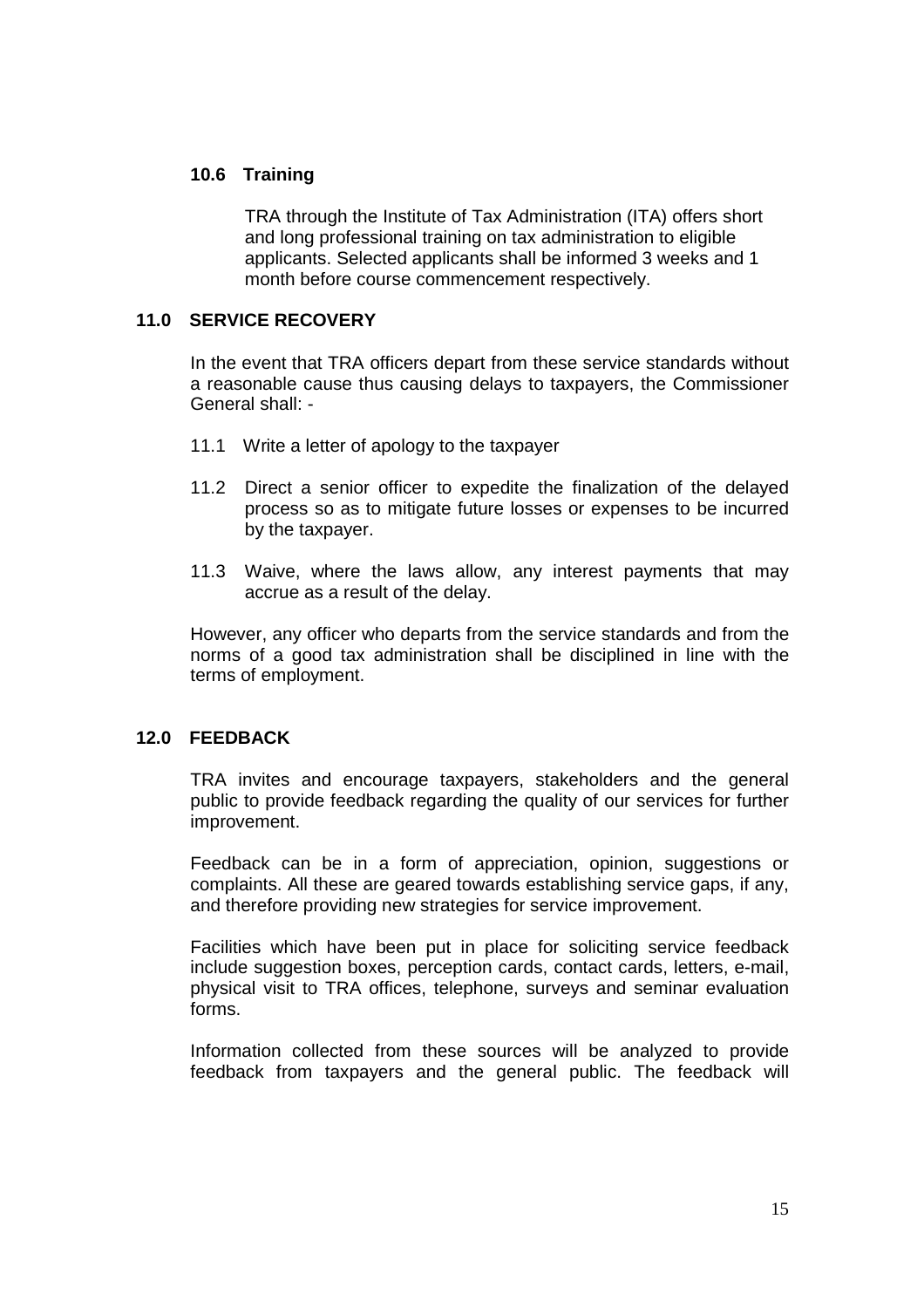### 10.6 Training

TRA through the Institute of Tax Administration (ITA) offers short and long professional training on tax administration to eligible applicants. Selected applicants shall be informed 3 weeks and 1 month before course commencement respectively.

## 11.0 SERVICE RECOVERY

In the event that TRA officers depart from these service standards without a reasonable cause thus causing delays to taxpayers, the Commissioner General shall: -

11.1 Write a letter of apology to the taxpayer

11.2 Direct a senior officer to expedite the finalization of the delayed process so as to mitigate future losses or expenses to be incurred by the taxpayer.

11.3 Waive, where the laws allow, any interest payments that may accrue as a result of the delay.

However, any officer who departs from the service standards and from the norms of a good tax administration shall be disciplined in line with the terms of employment.

## 12.0 FEEDBACK

TRA invites and encourage taxpayers, stakeholders and the general public to provide feedback regarding the quality of our services for further improvement.

Feedback can be in a form of appreciation, opinion, suggestions or complaints. All these are geared towards establishing service gaps, if any, and therefore providing new strategies for service improvement.

Facilities which have been put in place for soliciting service feedback include suggestion boxes, perception cards, contact cards, letters, e-mail, physical visit to TRA offices, telephone, surveys and seminar evaluation forms.

Information collected from these sources will be analyzed to provide feedback from taxpayers and the general public. The feedback will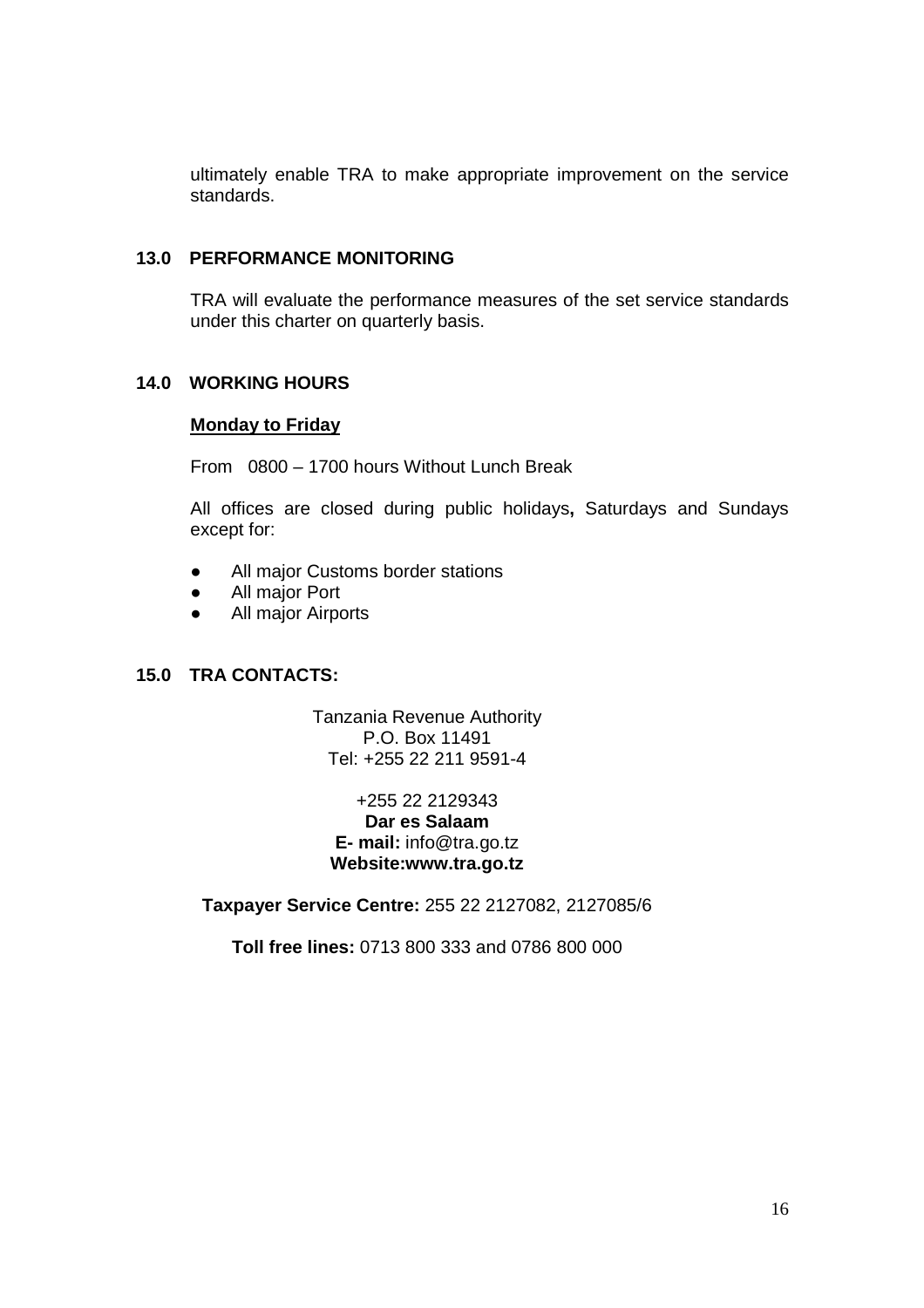ultimately enable TRA to make appropriate improvement on the service standards.

## 13.0 PERFORMANCE MONITORING

TRA will evaluate the performance measures of the set service standards under this charter on quarterly basis.

## 14.0 WORKING HOURS

**Monday to Friday**

From 0800 – 1700 hours Without Lunch Break

All offices are closed during public holidays**,** Saturdays and Sundays except for:

- All major Customs border stations
- All major Port
- All major Airports

## 15.0 TRA CONTACTS:

Tanzania Revenue Authority
P.O. Box 11491
Tel: +255 22 211 9591-4

+255 22 2129343
**Dar es Salaam**
**E- mail:** info@tra.go.tz
**Website:www.tra.go.tz**

**Taxpayer Service Centre:** 255 22 2127082, 2127085/6

**Toll free lines:** 0713 800 333 and 0786 800 000